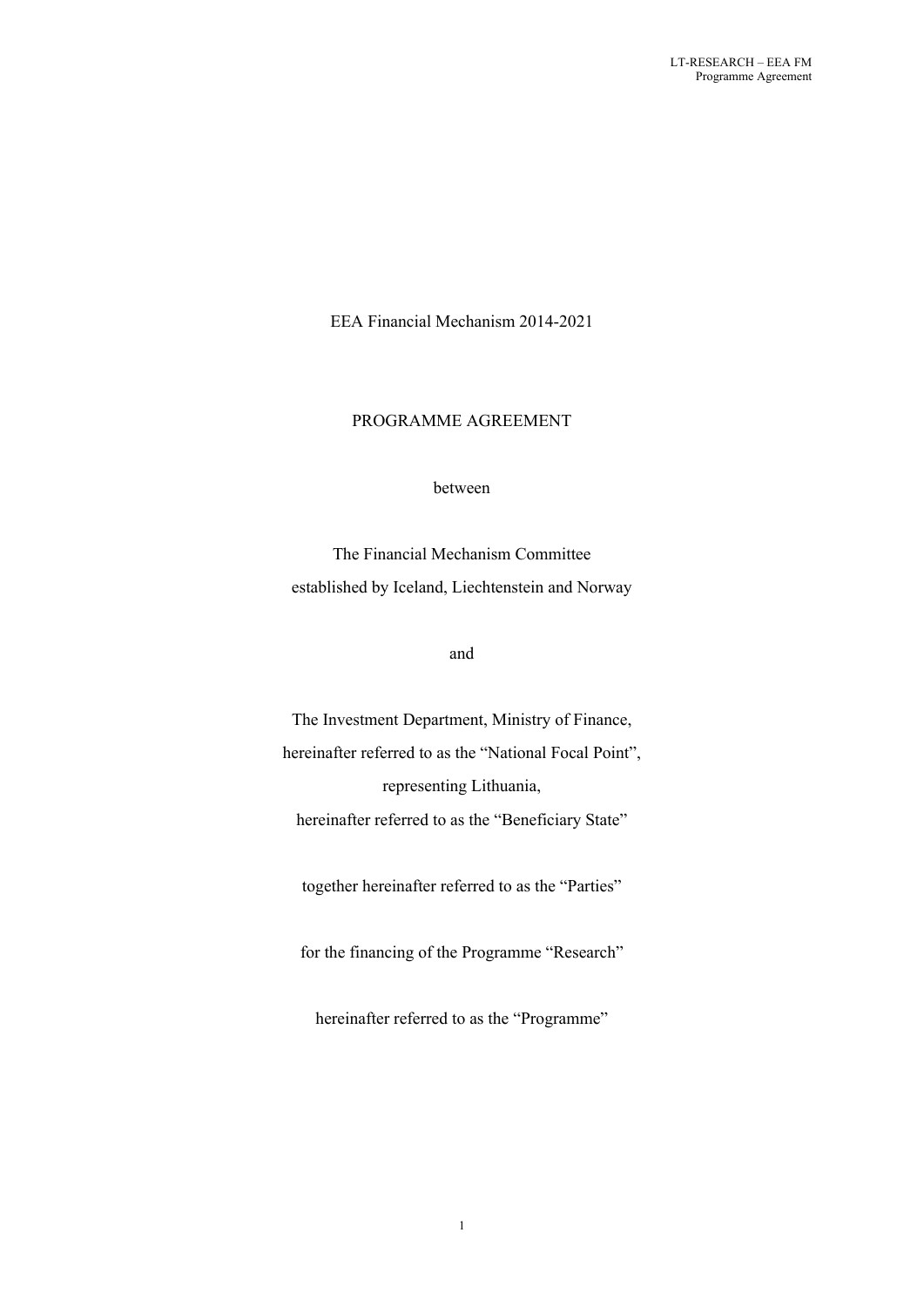EEA Financial Mechanism 2014-2021

PROGRAMME AGREEMENT

between

The Financial Mechanism Committee
established by Iceland, Liechtenstein and Norway

and

The Investment Department, Ministry of Finance,
hereinafter referred to as the “National Focal Point”,
representing Lithuania,
hereinafter referred to as the “Beneficiary State”

together hereinafter referred to as the “Parties”

for the financing of the Programme “Research”

hereinafter referred to as the “Programme”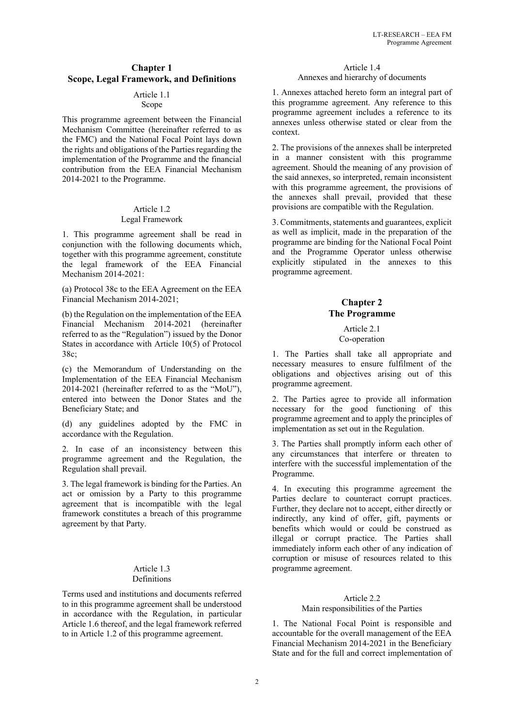## Chapter 1
## Scope, Legal Framework, and Definitions

### Article 1.1
### Scope

This programme agreement between the Financial Mechanism Committee (hereinafter referred to as the FMC) and the National Focal Point lays down the rights and obligations of the Parties regarding the implementation of the Programme and the financial contribution from the EEA Financial Mechanism 2014-2021 to the Programme.

### Article 1.2
### Legal Framework

1. This programme agreement shall be read in conjunction with the following documents which, together with this programme agreement, constitute the legal framework of the EEA Financial Mechanism 2014-2021:

(a) Protocol 38c to the EEA Agreement on the EEA Financial Mechanism 2014-2021;

(b) the Regulation on the implementation of the EEA Financial Mechanism 2014-2021 (hereinafter referred to as the "Regulation") issued by the Donor States in accordance with Article 10(5) of Protocol 38c;

(c) the Memorandum of Understanding on the Implementation of the EEA Financial Mechanism 2014-2021 (hereinafter referred to as the "MoU"), entered into between the Donor States and the Beneficiary State; and

(d) any guidelines adopted by the FMC in accordance with the Regulation.

2. In case of an inconsistency between this programme agreement and the Regulation, the Regulation shall prevail.

3. The legal framework is binding for the Parties. An act or omission by a Party to this programme agreement that is incompatible with the legal framework constitutes a breach of this programme agreement by that Party.

### Article 1.3
### Definitions

Terms used and institutions and documents referred to in this programme agreement shall be understood in accordance with the Regulation, in particular Article 1.6 thereof, and the legal framework referred to in Article 1.2 of this programme agreement.

### Article 1.4
### Annexes and hierarchy of documents

1. Annexes attached hereto form an integral part of this programme agreement. Any reference to this programme agreement includes a reference to its annexes unless otherwise stated or clear from the context.

2. The provisions of the annexes shall be interpreted in a manner consistent with this programme agreement. Should the meaning of any provision of the said annexes, so interpreted, remain inconsistent with this programme agreement, the provisions of the annexes shall prevail, provided that these provisions are compatible with the Regulation.

3. Commitments, statements and guarantees, explicit as well as implicit, made in the preparation of the programme are binding for the National Focal Point and the Programme Operator unless otherwise explicitly stipulated in the annexes to this programme agreement.

## Chapter 2
## The Programme

### Article 2.1
### Co-operation

1. The Parties shall take all appropriate and necessary measures to ensure fulfilment of the obligations and objectives arising out of this programme agreement.

2. The Parties agree to provide all information necessary for the good functioning of this programme agreement and to apply the principles of implementation as set out in the Regulation.

3. The Parties shall promptly inform each other of any circumstances that interfere or threaten to interfere with the successful implementation of the Programme.

4. In executing this programme agreement the Parties declare to counteract corrupt practices. Further, they declare not to accept, either directly or indirectly, any kind of offer, gift, payments or benefits which would or could be construed as illegal or corrupt practice. The Parties shall immediately inform each other of any indication of corruption or misuse of resources related to this programme agreement.

### Article 2.2
### Main responsibilities of the Parties

1. The National Focal Point is responsible and accountable for the overall management of the EEA Financial Mechanism 2014-2021 in the Beneficiary State and for the full and correct implementation of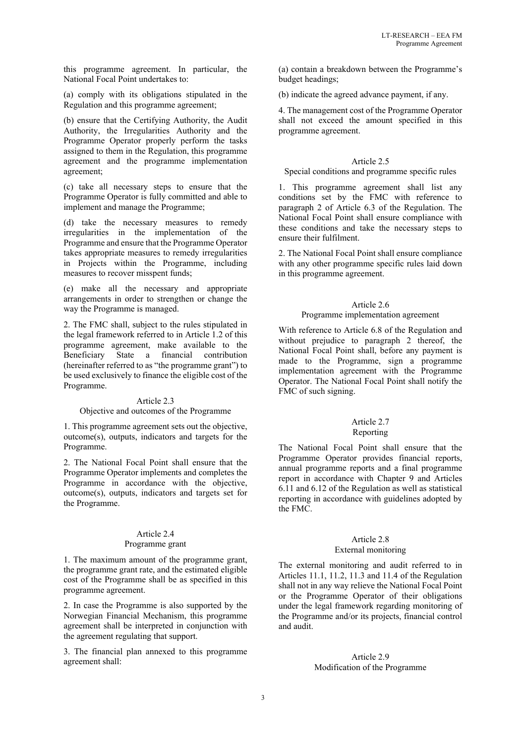this programme agreement. In particular, the National Focal Point undertakes to:

(a) comply with its obligations stipulated in the Regulation and this programme agreement;

(b) ensure that the Certifying Authority, the Audit Authority, the Irregularities Authority and the Programme Operator properly perform the tasks assigned to them in the Regulation, this programme agreement and the programme implementation agreement;

(c) take all necessary steps to ensure that the Programme Operator is fully committed and able to implement and manage the Programme;

(d) take the necessary measures to remedy irregularities in the implementation of the Programme and ensure that the Programme Operator takes appropriate measures to remedy irregularities in Projects within the Programme, including measures to recover misspent funds;

(e) make all the necessary and appropriate arrangements in order to strengthen or change the way the Programme is managed.

2. The FMC shall, subject to the rules stipulated in the legal framework referred to in Article 1.2 of this programme agreement, make available to the Beneficiary State a financial contribution (hereinafter referred to as "the programme grant") to be used exclusively to finance the eligible cost of the Programme.

### Article 2.3
### Objective and outcomes of the Programme

1. This programme agreement sets out the objective, outcome(s), outputs, indicators and targets for the Programme.

2. The National Focal Point shall ensure that the Programme Operator implements and completes the Programme in accordance with the objective, outcome(s), outputs, indicators and targets set for the Programme.

### Article 2.4
### Programme grant

1. The maximum amount of the programme grant, the programme grant rate, and the estimated eligible cost of the Programme shall be as specified in this programme agreement.

2. In case the Programme is also supported by the Norwegian Financial Mechanism, this programme agreement shall be interpreted in conjunction with the agreement regulating that support.

3. The financial plan annexed to this programme agreement shall:

(a) contain a breakdown between the Programme's budget headings;

(b) indicate the agreed advance payment, if any.

4. The management cost of the Programme Operator shall not exceed the amount specified in this programme agreement.

### Article 2.5
### Special conditions and programme specific rules

1. This programme agreement shall list any conditions set by the FMC with reference to paragraph 2 of Article 6.3 of the Regulation. The National Focal Point shall ensure compliance with these conditions and take the necessary steps to ensure their fulfilment.

2. The National Focal Point shall ensure compliance with any other programme specific rules laid down in this programme agreement.

### Article 2.6
### Programme implementation agreement

With reference to Article 6.8 of the Regulation and without prejudice to paragraph 2 thereof, the National Focal Point shall, before any payment is made to the Programme, sign a programme implementation agreement with the Programme Operator. The National Focal Point shall notify the FMC of such signing.

### Article 2.7
### Reporting

The National Focal Point shall ensure that the Programme Operator provides financial reports, annual programme reports and a final programme report in accordance with Chapter 9 and Articles 6.11 and 6.12 of the Regulation as well as statistical reporting in accordance with guidelines adopted by the FMC.

### Article 2.8
### External monitoring

The external monitoring and audit referred to in Articles 11.1, 11.2, 11.3 and 11.4 of the Regulation shall not in any way relieve the National Focal Point or the Programme Operator of their obligations under the legal framework regarding monitoring of the Programme and/or its projects, financial control and audit.

### Article 2.9
### Modification of the Programme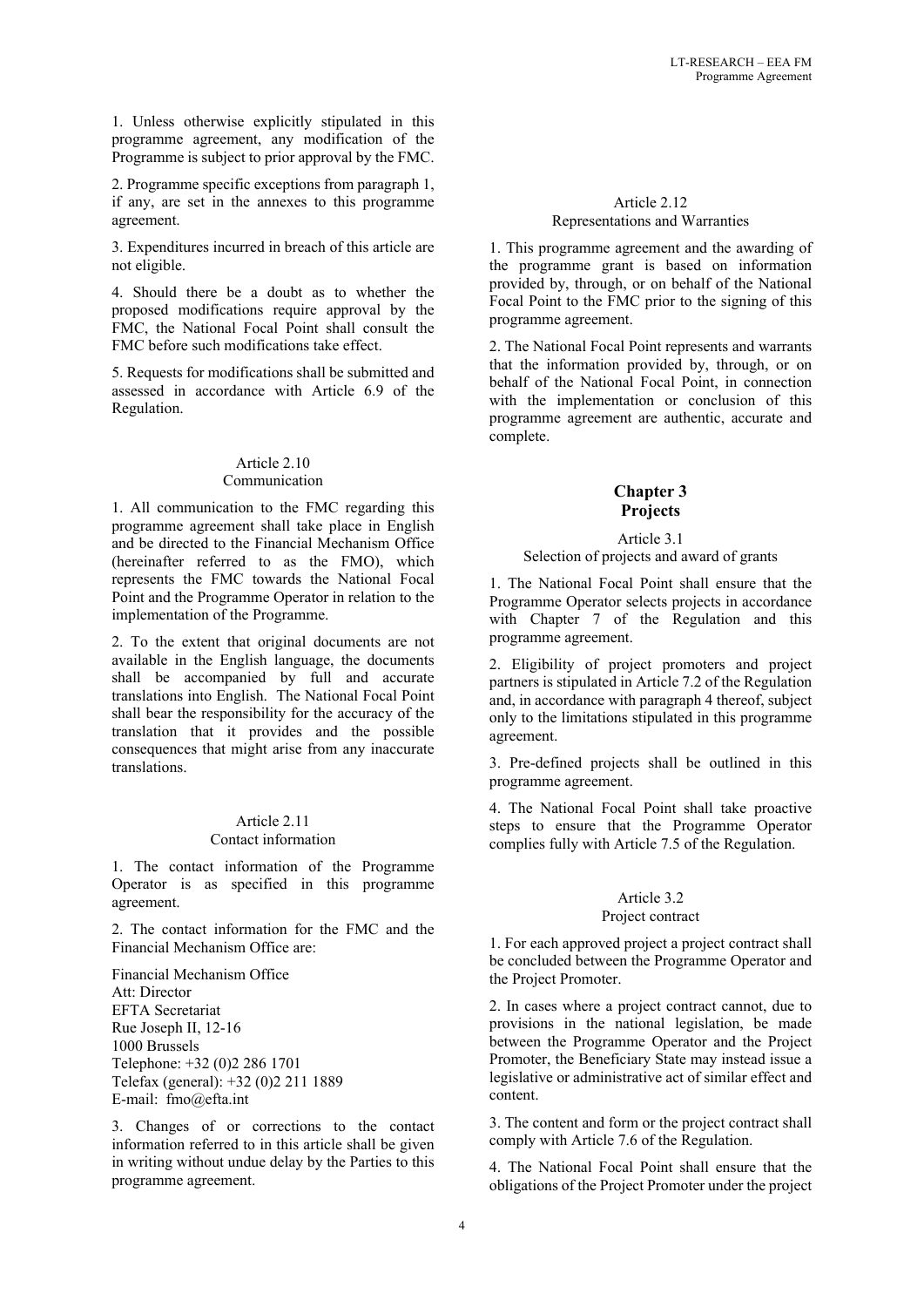1. Unless otherwise explicitly stipulated in this programme agreement, any modification of the Programme is subject to prior approval by the FMC.

2. Programme specific exceptions from paragraph 1, if any, are set in the annexes to this programme agreement.

3. Expenditures incurred in breach of this article are not eligible.

4. Should there be a doubt as to whether the proposed modifications require approval by the FMC, the National Focal Point shall consult the FMC before such modifications take effect.

5. Requests for modifications shall be submitted and assessed in accordance with Article 6.9 of the Regulation.

### Article 2.10
### Communication

1. All communication to the FMC regarding this programme agreement shall take place in English and be directed to the Financial Mechanism Office (hereinafter referred to as the FMO), which represents the FMC towards the National Focal Point and the Programme Operator in relation to the implementation of the Programme.

2. To the extent that original documents are not available in the English language, the documents shall be accompanied by full and accurate translations into English. The National Focal Point shall bear the responsibility for the accuracy of the translation that it provides and the possible consequences that might arise from any inaccurate translations.

### Article 2.11
### Contact information

1. The contact information of the Programme Operator is as specified in this programme agreement.

2. The contact information for the FMC and the Financial Mechanism Office are:

Financial Mechanism Office
Att: Director
EFTA Secretariat
Rue Joseph II, 12-16
1000 Brussels
Telephone: +32 (0)2 286 1701
Telefax (general): +32 (0)2 211 1889
E-mail: fmo@efta.int

3. Changes of or corrections to the contact information referred to in this article shall be given in writing without undue delay by the Parties to this programme agreement.

### Article 2.12
### Representations and Warranties

1. This programme agreement and the awarding of the programme grant is based on information provided by, through, or on behalf of the National Focal Point to the FMC prior to the signing of this programme agreement.

2. The National Focal Point represents and warrants that the information provided by, through, or on behalf of the National Focal Point, in connection with the implementation or conclusion of this programme agreement are authentic, accurate and complete.

## Chapter 3
## Projects

### Article 3.1
### Selection of projects and award of grants

1. The National Focal Point shall ensure that the Programme Operator selects projects in accordance with Chapter 7 of the Regulation and this programme agreement.

2. Eligibility of project promoters and project partners is stipulated in Article 7.2 of the Regulation and, in accordance with paragraph 4 thereof, subject only to the limitations stipulated in this programme agreement.

3. Pre-defined projects shall be outlined in this programme agreement.

4. The National Focal Point shall take proactive steps to ensure that the Programme Operator complies fully with Article 7.5 of the Regulation.

### Article 3.2
### Project contract

1. For each approved project a project contract shall be concluded between the Programme Operator and the Project Promoter.

2. In cases where a project contract cannot, due to provisions in the national legislation, be made between the Programme Operator and the Project Promoter, the Beneficiary State may instead issue a legislative or administrative act of similar effect and content.

3. The content and form or the project contract shall comply with Article 7.6 of the Regulation.

4. The National Focal Point shall ensure that the obligations of the Project Promoter under the project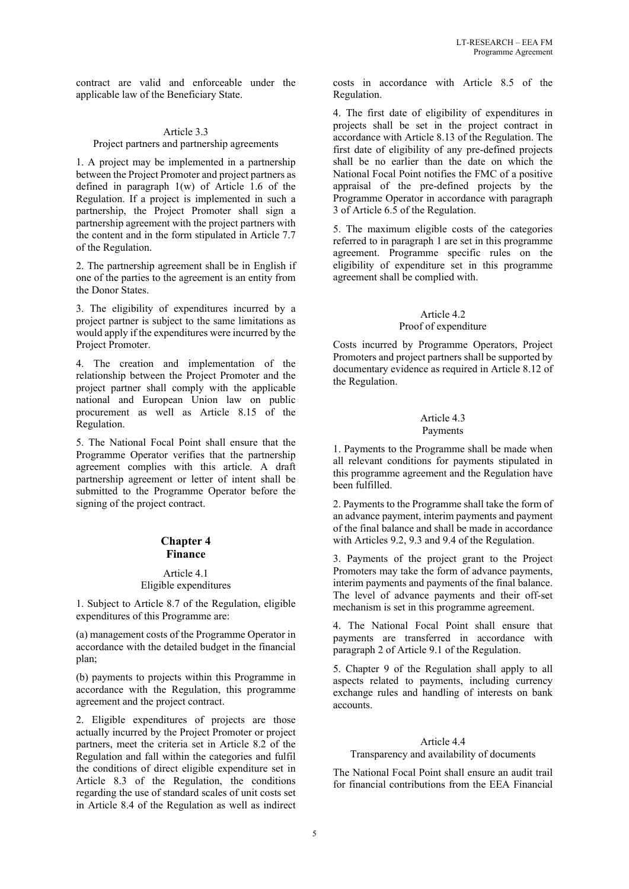contract are valid and enforceable under the applicable law of the Beneficiary State.

Article 3.3
Project partners and partnership agreements

1. A project may be implemented in a partnership between the Project Promoter and project partners as defined in paragraph 1(w) of Article 1.6 of the Regulation. If a project is implemented in such a partnership, the Project Promoter shall sign a partnership agreement with the project partners with the content and in the form stipulated in Article 7.7 of the Regulation.

2. The partnership agreement shall be in English if one of the parties to the agreement is an entity from the Donor States.

3. The eligibility of expenditures incurred by a project partner is subject to the same limitations as would apply if the expenditures were incurred by the Project Promoter.

4. The creation and implementation of the relationship between the Project Promoter and the project partner shall comply with the applicable national and European Union law on public procurement as well as Article 8.15 of the Regulation.

5. The National Focal Point shall ensure that the Programme Operator verifies that the partnership agreement complies with this article. A draft partnership agreement or letter of intent shall be submitted to the Programme Operator before the signing of the project contract.

## Chapter 4
## Finance

Article 4.1
Eligible expenditures

1. Subject to Article 8.7 of the Regulation, eligible expenditures of this Programme are:

(a) management costs of the Programme Operator in accordance with the detailed budget in the financial plan;

(b) payments to projects within this Programme in accordance with the Regulation, this programme agreement and the project contract.

2. Eligible expenditures of projects are those actually incurred by the Project Promoter or project partners, meet the criteria set in Article 8.2 of the Regulation and fall within the categories and fulfil the conditions of direct eligible expenditure set in Article 8.3 of the Regulation, the conditions regarding the use of standard scales of unit costs set in Article 8.4 of the Regulation as well as indirect costs in accordance with Article 8.5 of the Regulation.

4. The first date of eligibility of expenditures in projects shall be set in the project contract in accordance with Article 8.13 of the Regulation. The first date of eligibility of any pre-defined projects shall be no earlier than the date on which the National Focal Point notifies the FMC of a positive appraisal of the pre-defined projects by the Programme Operator in accordance with paragraph 3 of Article 6.5 of the Regulation.

5. The maximum eligible costs of the categories referred to in paragraph 1 are set in this programme agreement. Programme specific rules on the eligibility of expenditure set in this programme agreement shall be complied with.

Article 4.2
Proof of expenditure

Costs incurred by Programme Operators, Project Promoters and project partners shall be supported by documentary evidence as required in Article 8.12 of the Regulation.

Article 4.3
Payments

1. Payments to the Programme shall be made when all relevant conditions for payments stipulated in this programme agreement and the Regulation have been fulfilled.

2. Payments to the Programme shall take the form of an advance payment, interim payments and payment of the final balance and shall be made in accordance with Articles 9.2, 9.3 and 9.4 of the Regulation.

3. Payments of the project grant to the Project Promoters may take the form of advance payments, interim payments and payments of the final balance. The level of advance payments and their off-set mechanism is set in this programme agreement.

4. The National Focal Point shall ensure that payments are transferred in accordance with paragraph 2 of Article 9.1 of the Regulation.

5. Chapter 9 of the Regulation shall apply to all aspects related to payments, including currency exchange rules and handling of interests on bank accounts.

Article 4.4
Transparency and availability of documents

The National Focal Point shall ensure an audit trail for financial contributions from the EEA Financial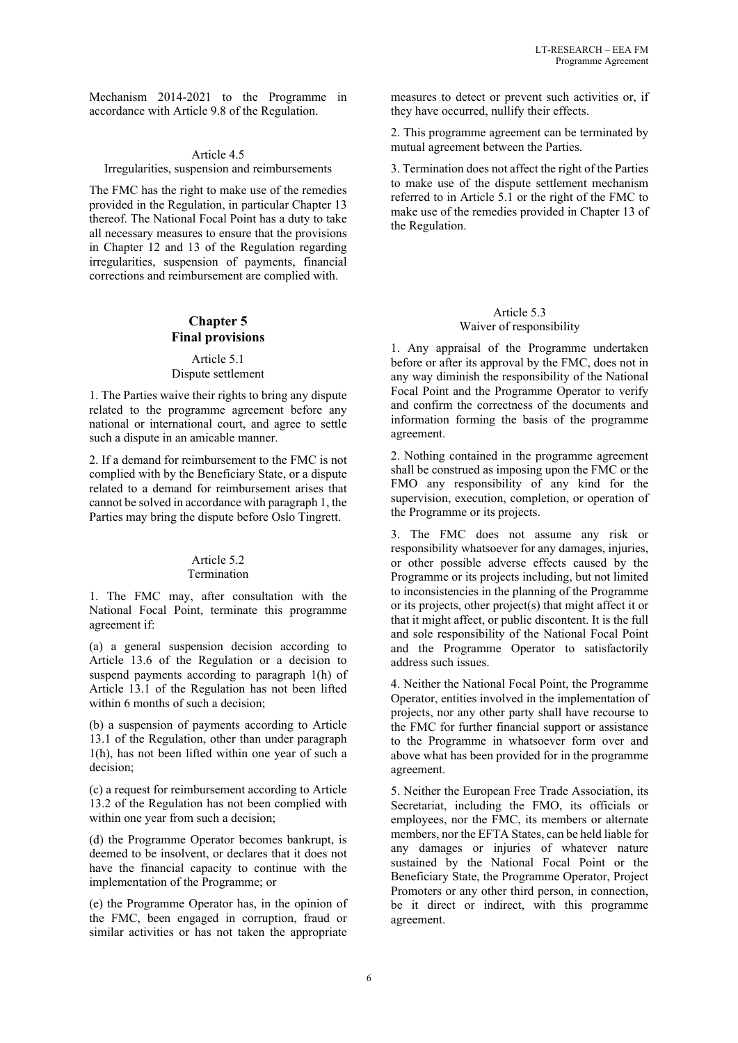Mechanism 2014-2021 to the Programme in accordance with Article 9.8 of the Regulation.

Article 4.5
Irregularities, suspension and reimbursements

The FMC has the right to make use of the remedies provided in the Regulation, in particular Chapter 13 thereof. The National Focal Point has a duty to take all necessary measures to ensure that the provisions in Chapter 12 and 13 of the Regulation regarding irregularities, suspension of payments, financial corrections and reimbursement are complied with.

## Chapter 5
## Final provisions

Article 5.1
Dispute settlement

1. The Parties waive their rights to bring any dispute related to the programme agreement before any national or international court, and agree to settle such a dispute in an amicable manner.

2. If a demand for reimbursement to the FMC is not complied with by the Beneficiary State, or a dispute related to a demand for reimbursement arises that cannot be solved in accordance with paragraph 1, the Parties may bring the dispute before Oslo Tingrett.

Article 5.2
Termination

1. The FMC may, after consultation with the National Focal Point, terminate this programme agreement if:

(a) a general suspension decision according to Article 13.6 of the Regulation or a decision to suspend payments according to paragraph 1(h) of Article 13.1 of the Regulation has not been lifted within 6 months of such a decision;

(b) a suspension of payments according to Article 13.1 of the Regulation, other than under paragraph 1(h), has not been lifted within one year of such a decision;

(c) a request for reimbursement according to Article 13.2 of the Regulation has not been complied with within one year from such a decision;

(d) the Programme Operator becomes bankrupt, is deemed to be insolvent, or declares that it does not have the financial capacity to continue with the implementation of the Programme; or

(e) the Programme Operator has, in the opinion of the FMC, been engaged in corruption, fraud or similar activities or has not taken the appropriate measures to detect or prevent such activities or, if they have occurred, nullify their effects.

2. This programme agreement can be terminated by mutual agreement between the Parties.

3. Termination does not affect the right of the Parties to make use of the dispute settlement mechanism referred to in Article 5.1 or the right of the FMC to make use of the remedies provided in Chapter 13 of the Regulation.

Article 5.3
Waiver of responsibility

1. Any appraisal of the Programme undertaken before or after its approval by the FMC, does not in any way diminish the responsibility of the National Focal Point and the Programme Operator to verify and confirm the correctness of the documents and information forming the basis of the programme agreement.

2. Nothing contained in the programme agreement shall be construed as imposing upon the FMC or the FMO any responsibility of any kind for the supervision, execution, completion, or operation of the Programme or its projects.

3. The FMC does not assume any risk or responsibility whatsoever for any damages, injuries, or other possible adverse effects caused by the Programme or its projects including, but not limited to inconsistencies in the planning of the Programme or its projects, other project(s) that might affect it or that it might affect, or public discontent. It is the full and sole responsibility of the National Focal Point and the Programme Operator to satisfactorily address such issues.

4. Neither the National Focal Point, the Programme Operator, entities involved in the implementation of projects, nor any other party shall have recourse to the FMC for further financial support or assistance to the Programme in whatsoever form over and above what has been provided for in the programme agreement.

5. Neither the European Free Trade Association, its Secretariat, including the FMO, its officials or employees, nor the FMC, its members or alternate members, nor the EFTA States, can be held liable for any damages or injuries of whatever nature sustained by the National Focal Point or the Beneficiary State, the Programme Operator, Project Promoters or any other third person, in connection, be it direct or indirect, with this programme agreement.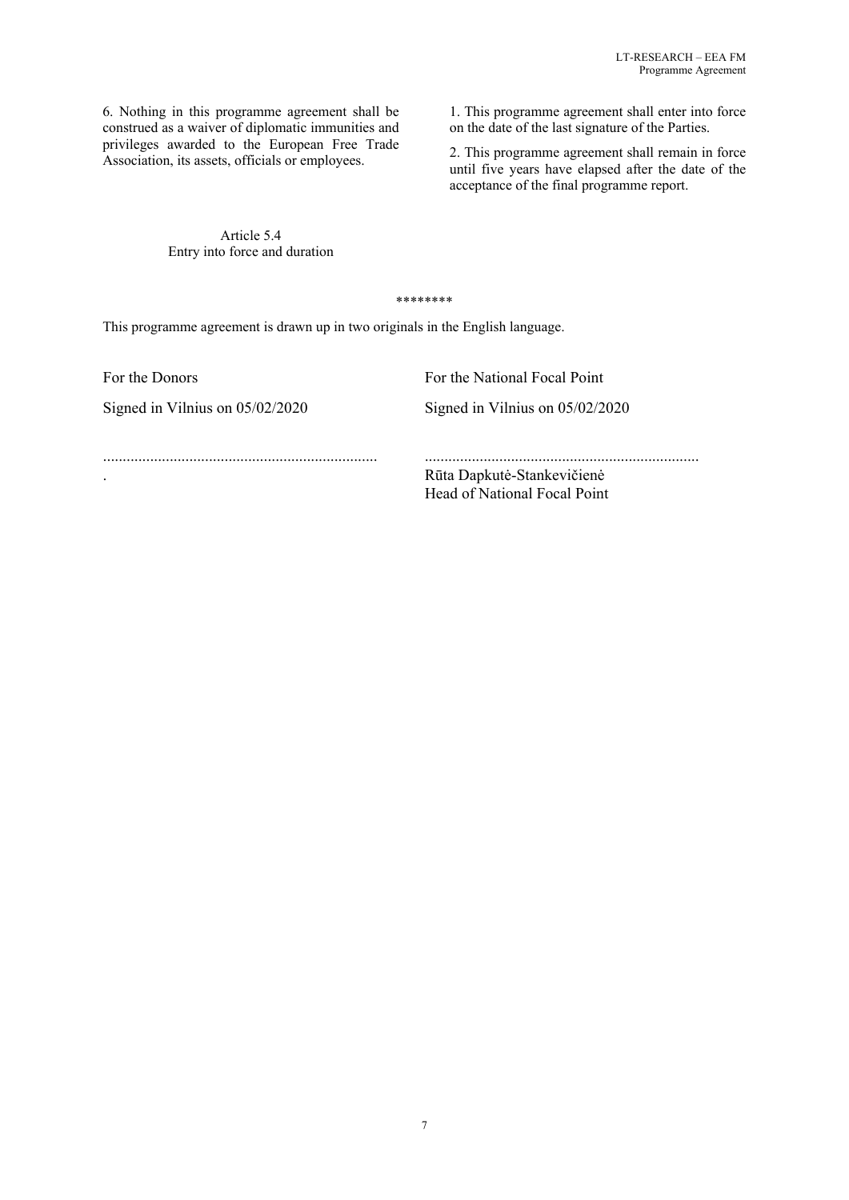6. Nothing in this programme agreement shall be construed as a waiver of diplomatic immunities and privileges awarded to the European Free Trade Association, its assets, officials or employees.

Article 5.4
Entry into force and duration

1. This programme agreement shall enter into force on the date of the last signature of the Parties.

2. This programme agreement shall remain in force until five years have elapsed after the date of the acceptance of the final programme report.

********

This programme agreement is drawn up in two originals in the English language.

| For the Donors | For the National Focal Point |
|---|---|
| Signed in Vilnius on 05/02/2020 | Signed in Vilnius on 05/02/2020 |
| ..................................................................... | ..................................................................... |
| . | Rūta Dapkutė-Stankevičienė<br>Head of National Focal Point |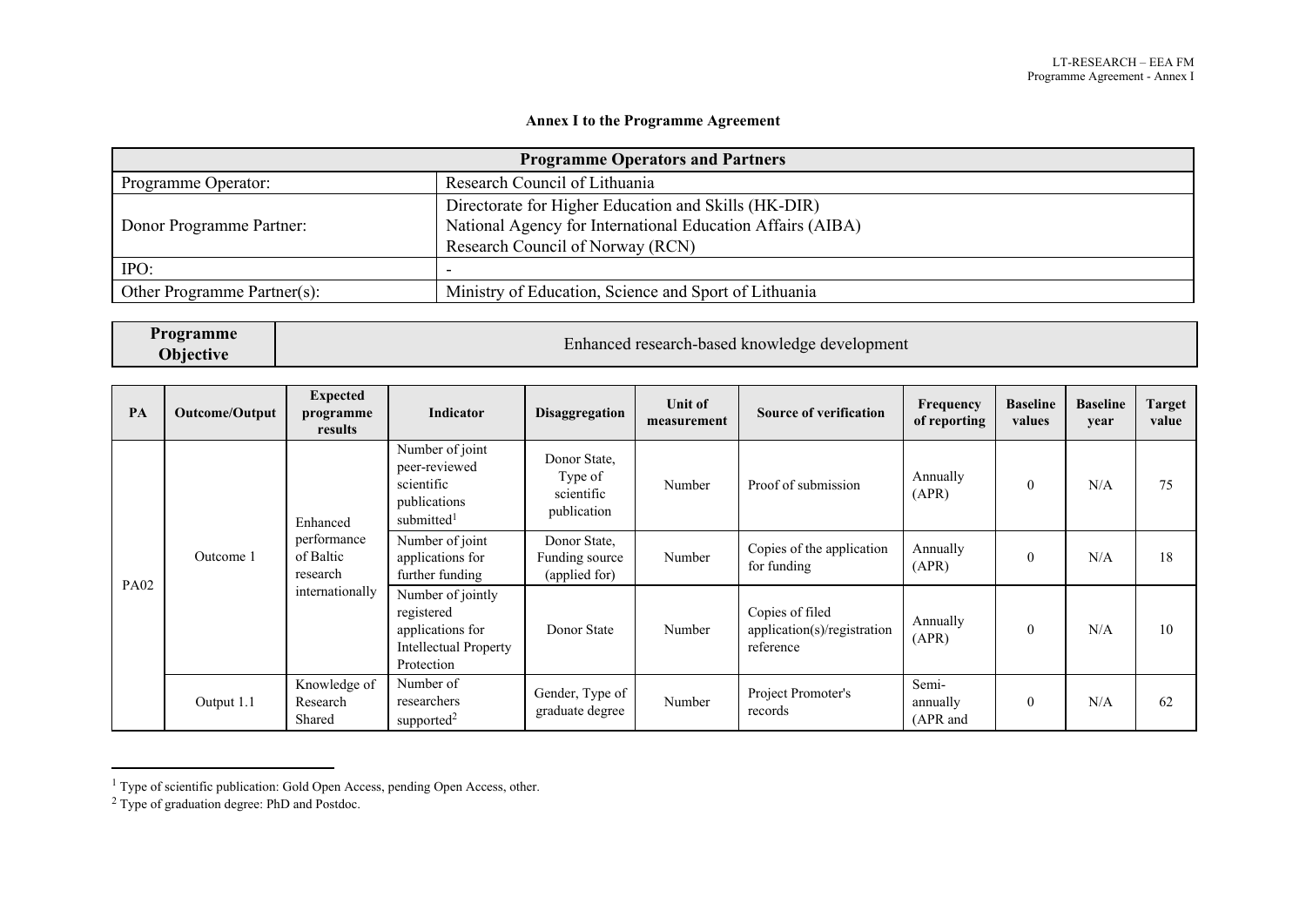**Annex I to the Programme Agreement**

| Programme Operators and Partners | |
|---|---|
| Programme Operator: | Research Council of Lithuania |
| Donor Programme Partner: | Directorate for Higher Education and Skills (HK-DIR)<br>National Agency for International Education Affairs (AIBA)<br>Research Council of Norway (RCN) |
| IPO: | - |
| Other Programme Partner(s): | Ministry of Education, Science and Sport of Lithuania |

| Programme Objective | Enhanced research-based knowledge development |
|---|---|

| PA | Outcome/Output | Expected programme results | Indicator | Disaggregation | Unit of measurement | Source of verification | Frequency of reporting | Baseline values | Baseline year | Target value |
|---|---|---|---|---|---|---|---|---|---|---|
| PA02 | Outcome 1 | Enhanced performance of Baltic research internationally | Number of joint peer-reviewed scientific publications submitted[1] | Donor State, Type of scientific publication | Number | Proof of submission | Annually (APR) | 0 | N/A | 75 |
| | | | Number of joint applications for further funding | Donor State, Funding source (applied for) | Number | Copies of the application for funding | Annually (APR) | 0 | N/A | 18 |
| | | | Number of jointly registered applications for Intellectual Property Protection | Donor State | Number | Copies of filed application(s)/registration reference | Annually (APR) | 0 | N/A | 10 |
| | Output 1.1 | Knowledge of Research Shared | Number of researchers supported[2] | Gender, Type of graduate degree | Number | Project Promoter's records | Semi-annually (APR and | 0 | N/A | 62 |

[1] Type of scientific publication: Gold Open Access, pending Open Access, other.

[2] Type of graduation degree: PhD and Postdoc.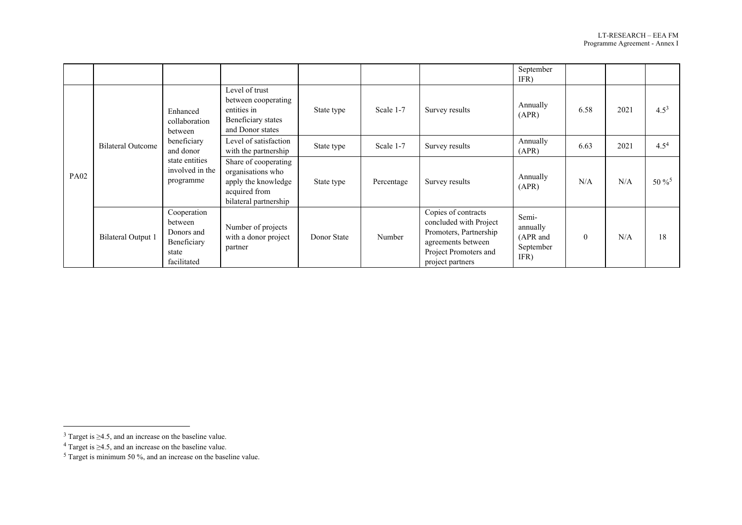| | | | | | | | September IFR) | | | |
|---|---|---|---|---|---|---|---|---|---|---|
| PA02 | Bilateral Outcome | Enhanced collaboration between beneficiary and donor state entities involved in the programme | Level of trust between cooperating entities in Beneficiary states and Donor states | State type | Scale 1-7 | Survey results | Annually (APR) | 6.58 | 2021 | 4.5[3] |
| | | | Level of satisfaction with the partnership | State type | Scale 1-7 | Survey results | Annually (APR) | 6.63 | 2021 | 4.5[4] |
| | | | Share of cooperating organisations who apply the knowledge acquired from bilateral partnership | State type | Percentage | Survey results | Annually (APR) | N/A | N/A | 50 %[5] |
| | Bilateral Output 1 | Cooperation between Donors and Beneficiary state facilitated | Number of projects with a donor project partner | Donor State | Number | Copies of contracts concluded with Project Promoters, Partnership agreements between Project Promoters and project partners | Semi-annually (APR and September IFR) | 0 | N/A | 18 |

[3] Target is ≥4.5, and an increase on the baseline value.

[4] Target is ≥4.5, and an increase on the baseline value.

[5] Target is minimum 50 %, and an increase on the baseline value.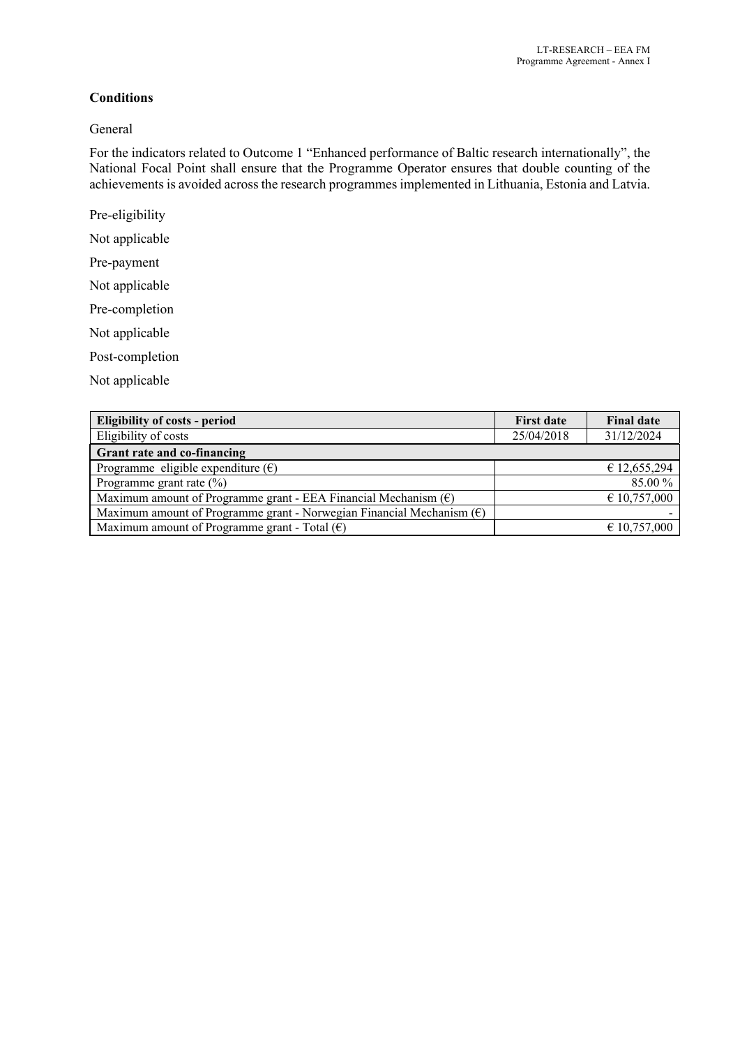**Conditions**

General

For the indicators related to Outcome 1 "Enhanced performance of Baltic research internationally", the National Focal Point shall ensure that the Programme Operator ensures that double counting of the achievements is avoided across the research programmes implemented in Lithuania, Estonia and Latvia.

Pre-eligibility

Not applicable

Pre-payment

Not applicable

Pre-completion

Not applicable

Post-completion

Not applicable

| **Eligibility of costs - period** | **First date** | **Final date** |
|---|---|---|
| Eligibility of costs | 25/04/2018 | 31/12/2024 |
| **Grant rate and co-financing** | | |
| Programme eligible expenditure (€) | | € 12,655,294 |
| Programme grant rate (%) | | 85.00 % |
| Maximum amount of Programme grant - EEA Financial Mechanism (€) | | € 10,757,000 |
| Maximum amount of Programme grant - Norwegian Financial Mechanism (€) | | - |
| Maximum amount of Programme grant - Total (€) | | € 10,757,000 |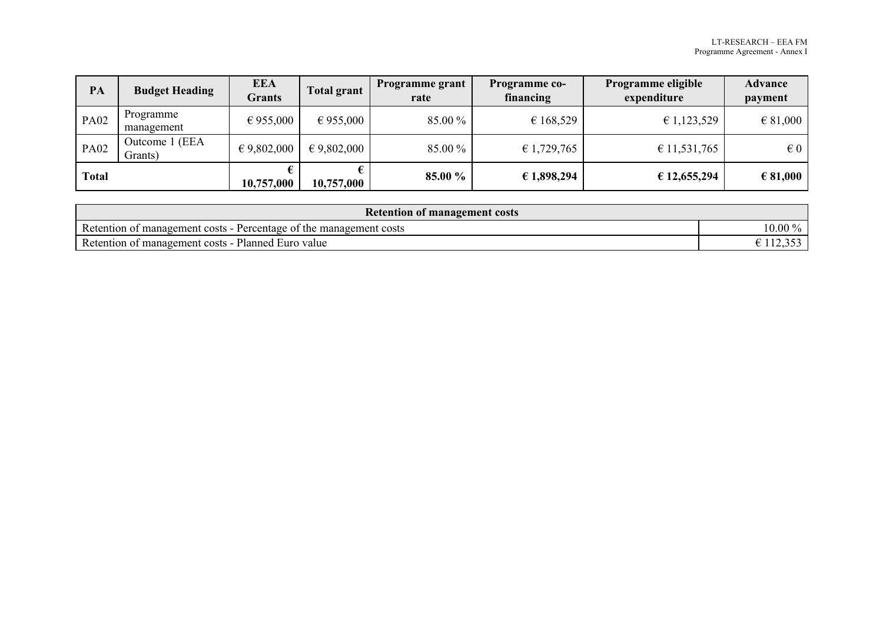| PA | Budget Heading | EEA Grants | Total grant | Programme grant rate | Programme co-financing | Programme eligible expenditure | Advance payment |
|---|---|---|---|---|---|---|---|
| PA02 | Programme management | € 955,000 | € 955,000 | 85.00 % | € 168,529 | € 1,123,529 | € 81,000 |
| PA02 | Outcome 1 (EEA Grants) | € 9,802,000 | € 9,802,000 | 85.00 % | € 1,729,765 | € 11,531,765 | € 0 |
| **Total** | | **€ 10,757,000** | **€ 10,757,000** | **85.00 %** | **€ 1,898,294** | **€ 12,655,294** | **€ 81,000** |

| **Retention of management costs** | |
|---|---|
| Retention of management costs - Percentage of the management costs | 10.00 % |
| Retention of management costs - Planned Euro value | € 112,353 |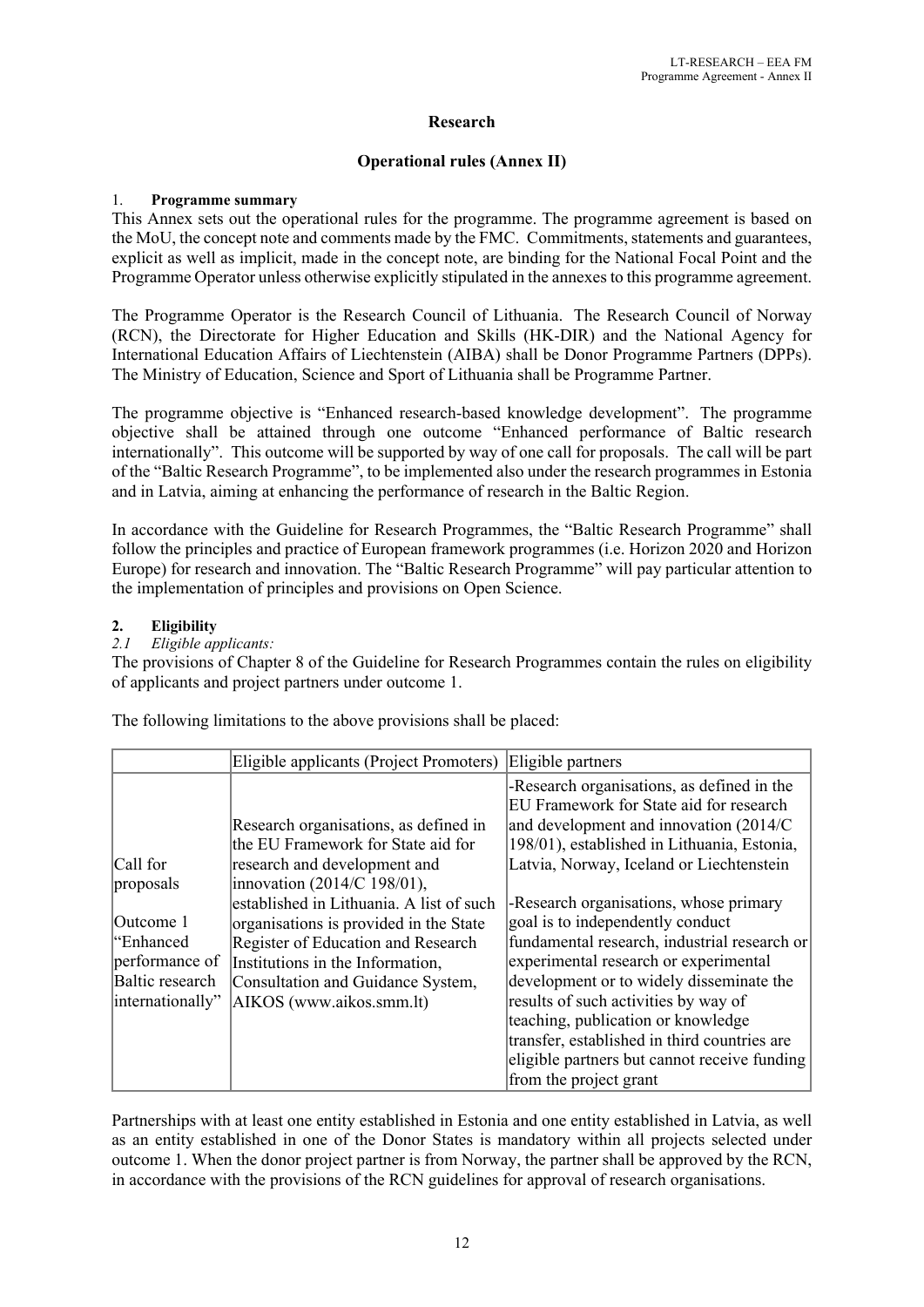## Research

## Operational rules (Annex II)

### 1. Programme summary

This Annex sets out the operational rules for the programme. The programme agreement is based on the MoU, the concept note and comments made by the FMC. Commitments, statements and guarantees, explicit as well as implicit, made in the concept note, are binding for the National Focal Point and the Programme Operator unless otherwise explicitly stipulated in the annexes to this programme agreement.

The Programme Operator is the Research Council of Lithuania. The Research Council of Norway (RCN), the Directorate for Higher Education and Skills (HK-DIR) and the National Agency for International Education Affairs of Liechtenstein (AIBA) shall be Donor Programme Partners (DPPs). The Ministry of Education, Science and Sport of Lithuania shall be Programme Partner.

The programme objective is "Enhanced research-based knowledge development". The programme objective shall be attained through one outcome "Enhanced performance of Baltic research internationally". This outcome will be supported by way of one call for proposals. The call will be part of the "Baltic Research Programme", to be implemented also under the research programmes in Estonia and in Latvia, aiming at enhancing the performance of research in the Baltic Region.

In accordance with the Guideline for Research Programmes, the "Baltic Research Programme" shall follow the principles and practice of European framework programmes (i.e. Horizon 2020 and Horizon Europe) for research and innovation. The "Baltic Research Programme" will pay particular attention to the implementation of principles and provisions on Open Science.

### 2. Eligibility

*2.1 Eligible applicants:*

The provisions of Chapter 8 of the Guideline for Research Programmes contain the rules on eligibility of applicants and project partners under outcome 1.

The following limitations to the above provisions shall be placed:

| | Eligible applicants (Project Promoters) | Eligible partners |
|---|---|---|
| Call for proposals<br><br>Outcome 1 "Enhanced performance of Baltic research internationally" | Research organisations, as defined in the EU Framework for State aid for research and development and innovation (2014/C 198/01), established in Lithuania. A list of such organisations is provided in the State Register of Education and Research Institutions in the Information, Consultation and Guidance System, AIKOS (www.aikos.smm.lt) | -Research organisations, as defined in the EU Framework for State aid for research and development and innovation (2014/C 198/01), established in Lithuania, Estonia, Latvia, Norway, Iceland or Liechtenstein<br><br>-Research organisations, whose primary goal is to independently conduct fundamental research, industrial research or experimental research or experimental development or to widely disseminate the results of such activities by way of teaching, publication or knowledge transfer, established in third countries are eligible partners but cannot receive funding from the project grant |

Partnerships with at least one entity established in Estonia and one entity established in Latvia, as well as an entity established in one of the Donor States is mandatory within all projects selected under outcome 1. When the donor project partner is from Norway, the partner shall be approved by the RCN, in accordance with the provisions of the RCN guidelines for approval of research organisations.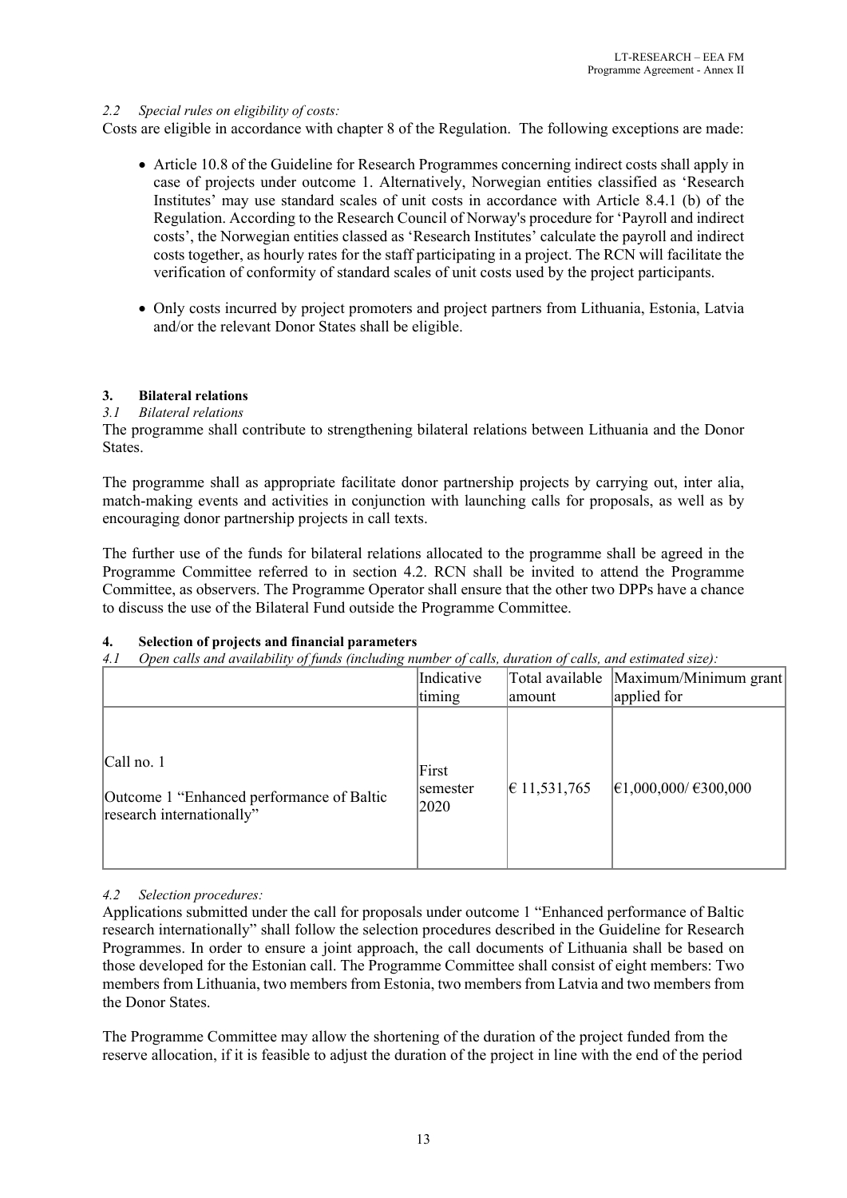*2.2 Special rules on eligibility of costs:*

Costs are eligible in accordance with chapter 8 of the Regulation. The following exceptions are made:

- Article 10.8 of the Guideline for Research Programmes concerning indirect costs shall apply in case of projects under outcome 1. Alternatively, Norwegian entities classified as 'Research Institutes' may use standard scales of unit costs in accordance with Article 8.4.1 (b) of the Regulation. According to the Research Council of Norway's procedure for 'Payroll and indirect costs', the Norwegian entities classed as 'Research Institutes' calculate the payroll and indirect costs together, as hourly rates for the staff participating in a project. The RCN will facilitate the verification of conformity of standard scales of unit costs used by the project participants.
- Only costs incurred by project promoters and project partners from Lithuania, Estonia, Latvia and/or the relevant Donor States shall be eligible.

## 3. Bilateral relations

*3.1 Bilateral relations*

The programme shall contribute to strengthening bilateral relations between Lithuania and the Donor States.

The programme shall as appropriate facilitate donor partnership projects by carrying out, inter alia, match-making events and activities in conjunction with launching calls for proposals, as well as by encouraging donor partnership projects in call texts.

The further use of the funds for bilateral relations allocated to the programme shall be agreed in the Programme Committee referred to in section 4.2. RCN shall be invited to attend the Programme Committee, as observers. The Programme Operator shall ensure that the other two DPPs have a chance to discuss the use of the Bilateral Fund outside the Programme Committee.

## 4. Selection of projects and financial parameters

*4.1 Open calls and availability of funds (including number of calls, duration of calls, and estimated size):*

| | Indicative timing | Total available amount | Maximum/Minimum grant applied for |
|---|---|---|---|
| Call no. 1<br><br>Outcome 1 "Enhanced performance of Baltic research internationally" | First semester 2020 | € 11,531,765 | €1,000,000/ €300,000 |

*4.2 Selection procedures:*

Applications submitted under the call for proposals under outcome 1 "Enhanced performance of Baltic research internationally" shall follow the selection procedures described in the Guideline for Research Programmes. In order to ensure a joint approach, the call documents of Lithuania shall be based on those developed for the Estonian call. The Programme Committee shall consist of eight members: Two members from Lithuania, two members from Estonia, two members from Latvia and two members from the Donor States.

The Programme Committee may allow the shortening of the duration of the project funded from the reserve allocation, if it is feasible to adjust the duration of the project in line with the end of the period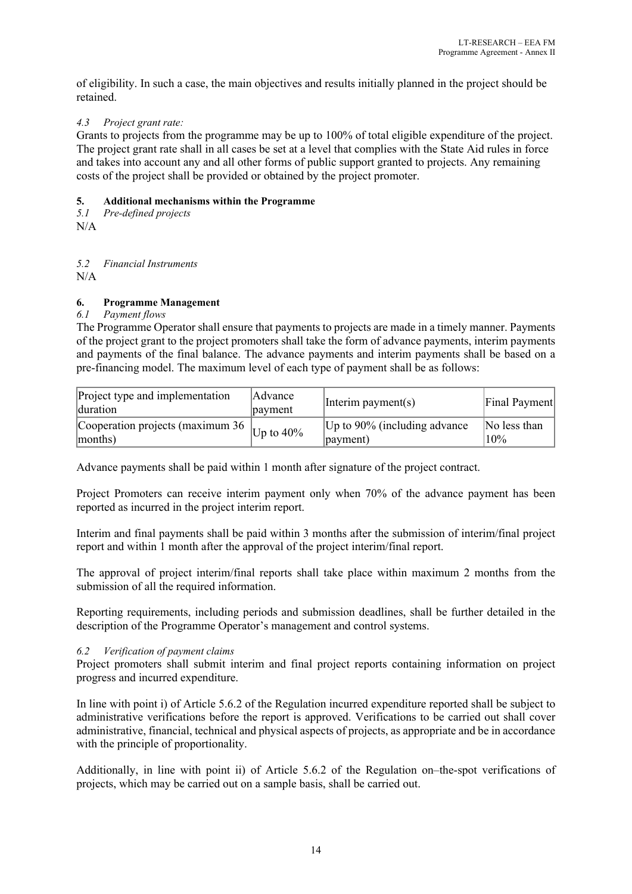of eligibility. In such a case, the main objectives and results initially planned in the project should be retained.

*4.3 Project grant rate:*

Grants to projects from the programme may be up to 100% of total eligible expenditure of the project. The project grant rate shall in all cases be set at a level that complies with the State Aid rules in force and takes into account any and all other forms of public support granted to projects. Any remaining costs of the project shall be provided or obtained by the project promoter.

## 5. Additional mechanisms within the Programme

*5.1 Pre-defined projects*

N/A

*5.2 Financial Instruments*

N/A

## 6. Programme Management

*6.1 Payment flows*

The Programme Operator shall ensure that payments to projects are made in a timely manner. Payments of the project grant to the project promoters shall take the form of advance payments, interim payments and payments of the final balance. The advance payments and interim payments shall be based on a pre-financing model. The maximum level of each type of payment shall be as follows:

| Project type and implementation duration | Advance payment | Interim payment(s) | Final Payment |
|---|---|---|---|
| Cooperation projects (maximum 36 months) | Up to 40% | Up to 90% (including advance payment) | No less than 10% |

Advance payments shall be paid within 1 month after signature of the project contract.

Project Promoters can receive interim payment only when 70% of the advance payment has been reported as incurred in the project interim report.

Interim and final payments shall be paid within 3 months after the submission of interim/final project report and within 1 month after the approval of the project interim/final report.

The approval of project interim/final reports shall take place within maximum 2 months from the submission of all the required information.

Reporting requirements, including periods and submission deadlines, shall be further detailed in the description of the Programme Operator's management and control systems.

*6.2 Verification of payment claims*

Project promoters shall submit interim and final project reports containing information on project progress and incurred expenditure.

In line with point i) of Article 5.6.2 of the Regulation incurred expenditure reported shall be subject to administrative verifications before the report is approved. Verifications to be carried out shall cover administrative, financial, technical and physical aspects of projects, as appropriate and be in accordance with the principle of proportionality.

Additionally, in line with point ii) of Article 5.6.2 of the Regulation on–the-spot verifications of projects, which may be carried out on a sample basis, shall be carried out.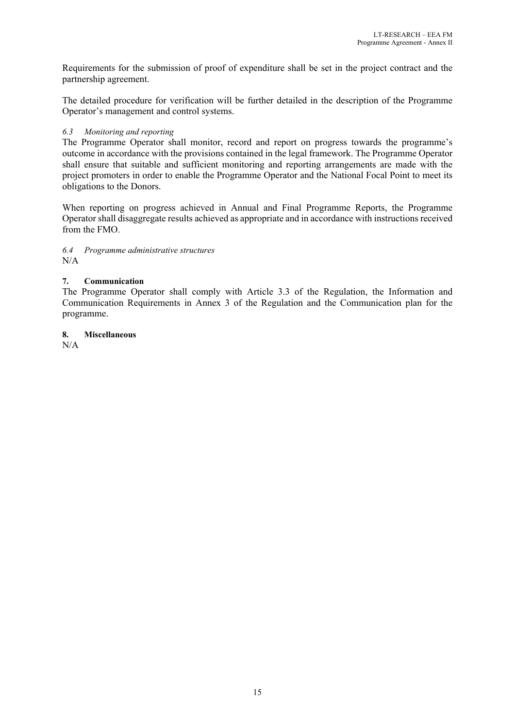Requirements for the submission of proof of expenditure shall be set in the project contract and the partnership agreement.

The detailed procedure for verification will be further detailed in the description of the Programme Operator's management and control systems.

### *6.3 Monitoring and reporting*

The Programme Operator shall monitor, record and report on progress towards the programme's outcome in accordance with the provisions contained in the legal framework. The Programme Operator shall ensure that suitable and sufficient monitoring and reporting arrangements are made with the project promoters in order to enable the Programme Operator and the National Focal Point to meet its obligations to the Donors.

When reporting on progress achieved in Annual and Final Programme Reports, the Programme Operator shall disaggregate results achieved as appropriate and in accordance with instructions received from the FMO.

### *6.4 Programme administrative structures*

N/A

## 7. Communication

The Programme Operator shall comply with Article 3.3 of the Regulation, the Information and Communication Requirements in Annex 3 of the Regulation and the Communication plan for the programme.

## 8. Miscellaneous

N/A